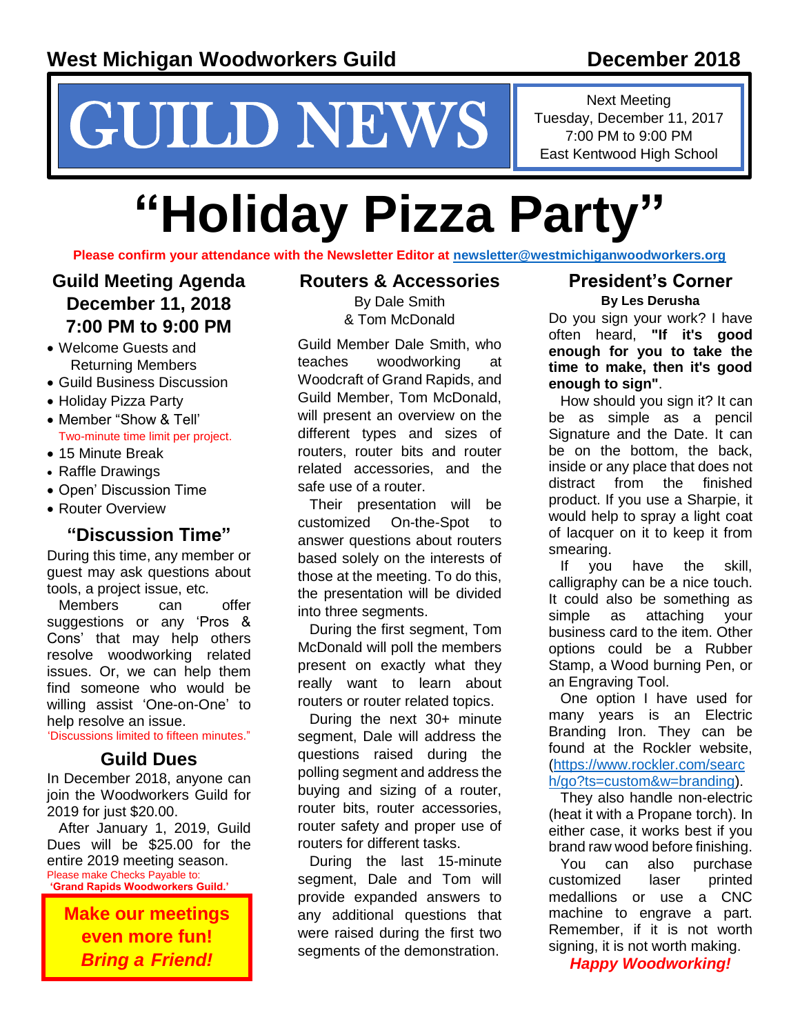**West Michigan Woodworkers Guild** **December 2018**

# GUILD NEWS

Next Meeting
Tuesday, December 11, 2017
7:00 PM to 9:00 PM
East Kentwood High School

# "Holiday Pizza Party"

**Please confirm your attendance with the Newsletter Editor at newsletter@westmichiganwoodworkers.org**

## Guild Meeting Agenda December 11, 2018 7:00 PM to 9:00 PM

- Welcome Guests and Returning Members
- Guild Business Discussion
- Holiday Pizza Party
- Member "Show & Tell'
  Two-minute time limit per project.
- 15 Minute Break
- Raffle Drawings
- Open' Discussion Time
- Router Overview

## "Discussion Time"

During this time, any member or guest may ask questions about tools, a project issue, etc.

Members can offer suggestions or any 'Pros & Cons' that may help others resolve woodworking related issues. Or, we can help them find someone who would be willing assist 'One-on-One' to help resolve an issue.

'Discussions limited to fifteen minutes."

## Guild Dues

In December 2018, anyone can join the Woodworkers Guild for 2019 for just $20.00.

After January 1, 2019, Guild Dues will be $25.00 for the entire 2019 meeting season.

Please make Checks Payable to:
**'Grand Rapids Woodworkers Guild.'**

**Make our meetings even more fun!**
***Bring a Friend!***

## Routers & Accessories

By Dale Smith
& Tom McDonald

Guild Member Dale Smith, who teaches woodworking at Woodcraft of Grand Rapids, and Guild Member, Tom McDonald, will present an overview on the different types and sizes of routers, router bits and router related accessories, and the safe use of a router.

Their presentation will be customized On-the-Spot to answer questions about routers based solely on the interests of those at the meeting. To do this, the presentation will be divided into three segments.

During the first segment, Tom McDonald will poll the members present on exactly what they really want to learn about routers or router related topics.

During the next 30+ minute segment, Dale will address the questions raised during the polling segment and address the buying and sizing of a router, router bits, router accessories, router safety and proper use of routers for different tasks.

During the last 15-minute segment, Dale and Tom will provide expanded answers to any additional questions that were raised during the first two segments of the demonstration.

## President's Corner

**By Les Derusha**

Do you sign your work? I have often heard, **"If it's good enough for you to take the time to make, then it's good enough to sign"**.

How should you sign it? It can be as simple as a pencil Signature and the Date. It can be on the bottom, the back, inside or any place that does not distract from the finished product. If you use a Sharpie, it would help to spray a light coat of lacquer on it to keep it from smearing.

If you have the skill, calligraphy can be a nice touch. It could also be something as simple as attaching your business card to the item. Other options could be a Rubber Stamp, a Wood burning Pen, or an Engraving Tool.

One option I have used for many years is an Electric Branding Iron. They can be found at the Rockler website, (https://www.rockler.com/search/go?ts=custom&w=branding).

They also handle non-electric (heat it with a Propane torch). In either case, it works best if you brand raw wood before finishing.

You can also purchase customized laser printed medallions or use a CNC machine to engrave a part. Remember, if it is not worth signing, it is not worth making.

***Happy Woodworking!***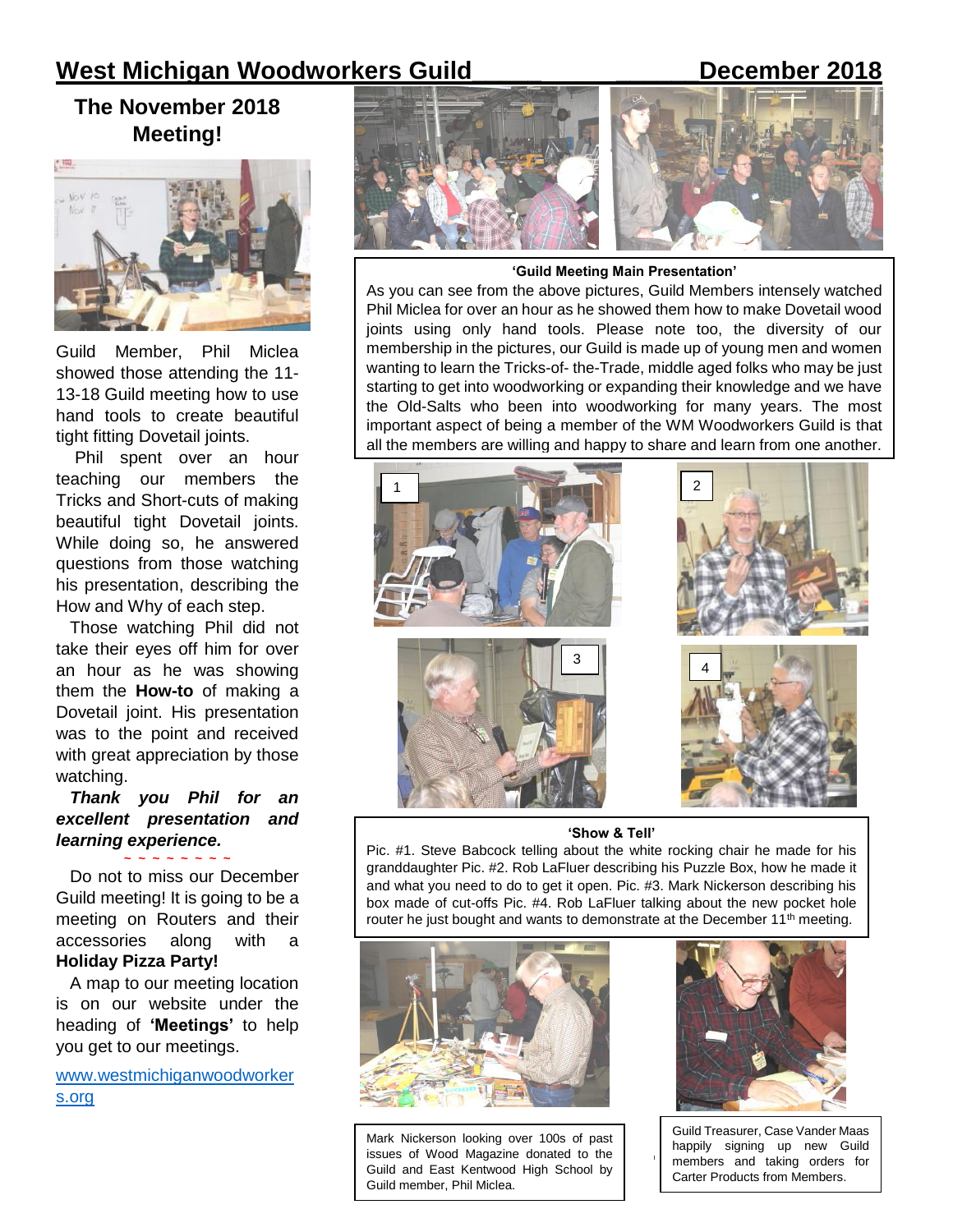# West Michigan Woodworkers Guild December 2018

## The November 2018 Meeting!

Guild Member, Phil Miclea showed those attending the 11-13-18 Guild meeting how to use hand tools to create beautiful tight fitting Dovetail joints.

Phil spent over an hour teaching our members the Tricks and Short-cuts of making beautiful tight Dovetail joints. While doing so, he answered questions from those watching his presentation, describing the How and Why of each step.

Those watching Phil did not take their eyes off him for over an hour as he was showing them the **How-to** of making a Dovetail joint. His presentation was to the point and received with great appreciation by those watching.

***Thank you Phil for an excellent presentation and learning experience.***

~ ~ ~ ~ ~ ~ ~ ~ ~

Do not to miss our December Guild meeting! It is going to be a meeting on Routers and their accessories along with a **Holiday Pizza Party!**

A map to our meeting location is on our website under the heading of **'Meetings'** to help you get to our meetings.

www.westmichiganwoodworkers.org

**'Guild Meeting Main Presentation'**

As you can see from the above pictures, Guild Members intensely watched Phil Miclea for over an hour as he showed them how to make Dovetail wood joints using only hand tools. Please note too, the diversity of our membership in the pictures, our Guild is made up of young men and women wanting to learn the Tricks-of- the-Trade, middle aged folks who may be just starting to get into woodworking or expanding their knowledge and we have the Old-Salts who been into woodworking for many years. The most important aspect of being a member of the WM Woodworkers Guild is that all the members are willing and happy to share and learn from one another.

**'Show & Tell'**

Pic. #1. Steve Babcock telling about the white rocking chair he made for his granddaughter Pic. #2. Rob LaFluer describing his Puzzle Box, how he made it and what you need to do to get it open. Pic. #3. Mark Nickerson describing his box made of cut-offs Pic. #4. Rob LaFluer talking about the new pocket hole router he just bought and wants to demonstrate at the December 11th meeting.

Mark Nickerson looking over 100s of past issues of Wood Magazine donated to the Guild and East Kentwood High School by Guild member, Phil Miclea.

Guild Treasurer, Case Vander Maas happily signing up new Guild members and taking orders for Carter Products from Members.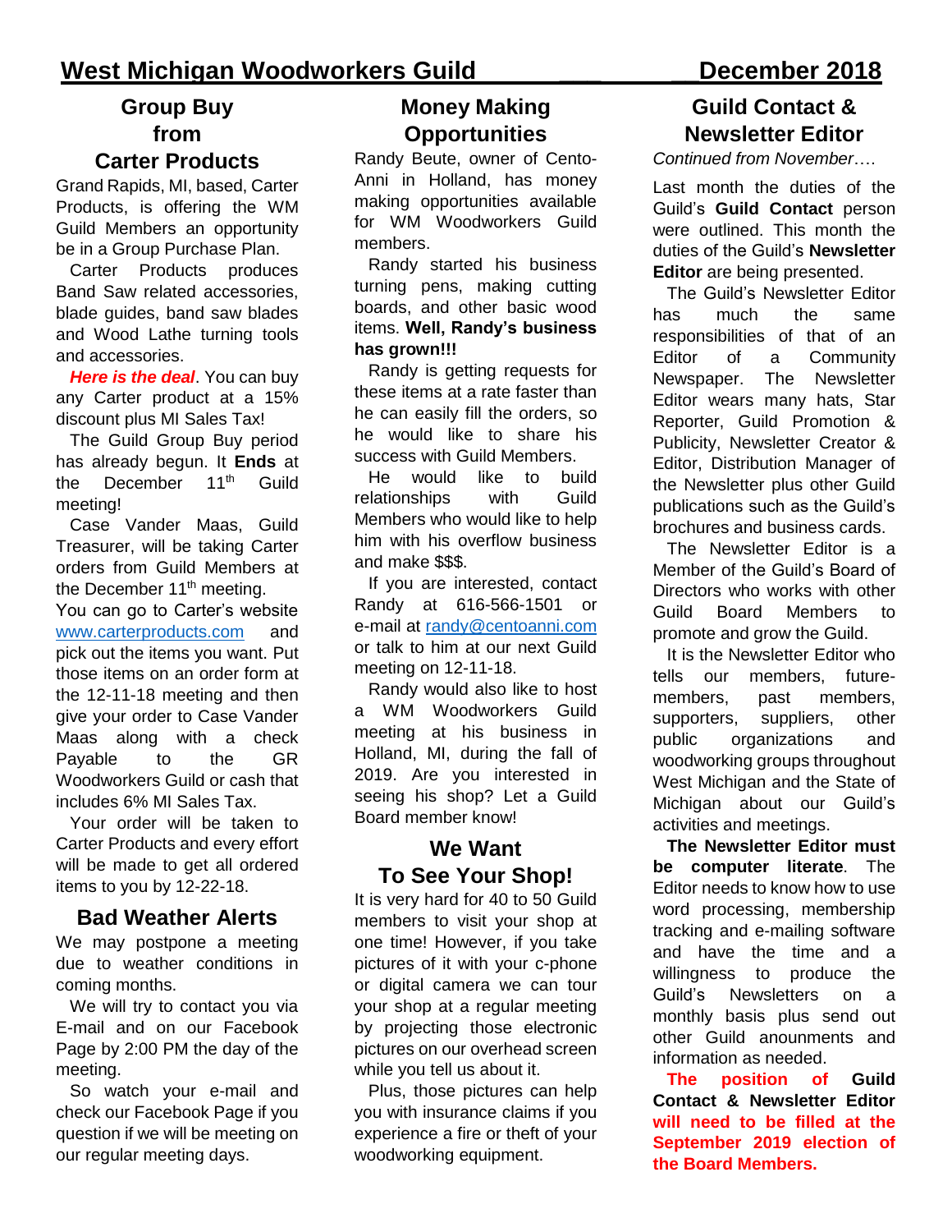# West Michigan Woodworkers Guild ___ ___December 2018

## Group Buy from Carter Products

Grand Rapids, MI, based, Carter Products, is offering the WM Guild Members an opportunity be in a Group Purchase Plan.

Carter Products produces Band Saw related accessories, blade guides, band saw blades and Wood Lathe turning tools and accessories.

***Here is the deal***. You can buy any Carter product at a 15% discount plus MI Sales Tax!

The Guild Group Buy period has already begun. It **Ends** at the December 11th Guild meeting!

Case Vander Maas, Guild Treasurer, will be taking Carter orders from Guild Members at the December 11th meeting.

You can go to Carter's website www.carterproducts.com and pick out the items you want. Put those items on an order form at the 12-11-18 meeting and then give your order to Case Vander Maas along with a check Payable to the GR Woodworkers Guild or cash that includes 6% MI Sales Tax.

Your order will be taken to Carter Products and every effort will be made to get all ordered items to you by 12-22-18.

## Bad Weather Alerts

We may postpone a meeting due to weather conditions in coming months.

We will try to contact you via E-mail and on our Facebook Page by 2:00 PM the day of the meeting.

So watch your e-mail and check our Facebook Page if you question if we will be meeting on our regular meeting days.

## Money Making Opportunities

Randy Beute, owner of Cento-Anni in Holland, has money making opportunities available for WM Woodworkers Guild members.

Randy started his business turning pens, making cutting boards, and other basic wood items. **Well, Randy's business has grown!!!**

Randy is getting requests for these items at a rate faster than he can easily fill the orders, so he would like to share his success with Guild Members.

He would like to build relationships with Guild Members who would like to help him with his overflow business and make $$$.

If you are interested, contact Randy at 616-566-1501 or e-mail at randy@centoanni.com or talk to him at our next Guild meeting on 12-11-18.

Randy would also like to host a WM Woodworkers Guild meeting at his business in Holland, MI, during the fall of 2019. Are you interested in seeing his shop? Let a Guild Board member know!

## We Want To See Your Shop!

It is very hard for 40 to 50 Guild members to visit your shop at one time! However, if you take pictures of it with your c-phone or digital camera we can tour your shop at a regular meeting by projecting those electronic pictures on our overhead screen while you tell us about it.

Plus, those pictures can help you with insurance claims if you experience a fire or theft of your woodworking equipment.

## Guild Contact & Newsletter Editor

*Continued from November….*

Last month the duties of the Guild's **Guild Contact** person were outlined. This month the duties of the Guild's **Newsletter Editor** are being presented.

The Guild's Newsletter Editor has much the same responsibilities of that of an Editor of a Community Newspaper. The Newsletter Editor wears many hats, Star Reporter, Guild Promotion & Publicity, Newsletter Creator & Editor, Distribution Manager of the Newsletter plus other Guild publications such as the Guild's brochures and business cards.

The Newsletter Editor is a Member of the Guild's Board of Directors who works with other Guild Board Members to promote and grow the Guild.

It is the Newsletter Editor who tells our members, future-members, past members, supporters, suppliers, other public organizations and woodworking groups throughout West Michigan and the State of Michigan about our Guild's activities and meetings.

**The Newsletter Editor must be computer literate**. The Editor needs to know how to use word processing, membership tracking and e-mailing software and have the time and a willingness to produce the Guild's Newsletters on a monthly basis plus send out other Guild anounments and information as needed.

**The position of Guild Contact & Newsletter Editor will need to be filled at the September 2019 election of the Board Members.**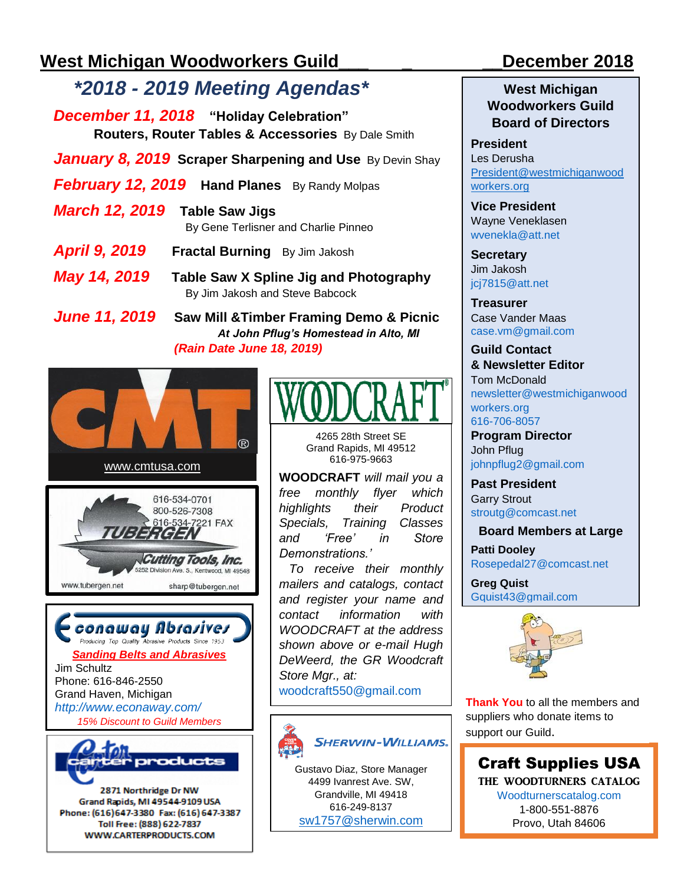# West Michigan Woodworkers Guild — December 2018

## *2018 - 2019 Meeting Agendas*

***December 11, 2018*** **"Holiday Celebration"**
**Routers, Router Tables & Accessories** By Dale Smith

***January 8, 2019*** **Scraper Sharpening and Use** By Devin Shay

***February 12, 2019*** **Hand Planes** By Randy Molpas

***March 12, 2019*** **Table Saw Jigs**
By Gene Terlisner and Charlie Pinneo

***April 9, 2019*** **Fractal Burning** By Jim Jakosh

***May 14, 2019*** **Table Saw X Spline Jig and Photography**
By Jim Jakosh and Steve Babcock

***June 11, 2019*** **Saw Mill &Timber Framing Demo & Picnic**
***At John Pflug's Homestead in Alto, MI***
***(Rain Date June 18, 2019)***

CMT
www.cmtusa.com

TUBERGEN Cutting Tools, Inc.
616-534-0701
800-526-7308
616-534-7221 FAX
5252 Division Ave. S., Kentwood, MI 49548
www.tubergen.net sharp@tubergen.net

conaway Abrasives
Producing Top Quality Abrasive Products Since 1953
**Sanding Belts and Abrasives**
Jim Schultz
Phone: 616-846-2550
Grand Haven, Michigan
*http://www.econaway.com/*
*15% Discount to Guild Members*

Carter products
2871 Northridge Dr NW
Grand Rapids, MI 49544-9109 USA
Phone: (616)647-3380 Fax: (616) 647-3387
Toll Free: (888) 622-7837
WWW.CARTERPRODUCTS.COM

WOODCRAFT
4265 28th Street SE
Grand Rapids, MI 49512
616-975-9663

***WOODCRAFT** will mail you a free monthly flyer which highlights their Product Specials, Training Classes and 'Free' in Store Demonstrations.'*

*To receive their monthly mailers and catalogs, contact and register your name and contact information with WOODCRAFT at the address shown above or e-mail Hugh DeWeerd, the GR Woodcraft Store Mgr., at:*
woodcraft550@gmail.com

SHERWIN-WILLIAMS.
Gustavo Diaz, Store Manager
4499 Ivanrest Ave. SW,
Grandville, MI 49418
616-249-8137
sw1757@sherwin.com

### West Michigan Woodworkers Guild Board of Directors

**President**
Les Derusha
President@westmichiganwoodworkers.org

**Vice President**
Wayne Veneklasen
wvenekla@att.net

**Secretary**
Jim Jakosh
jcj7815@att.net

**Treasurer**
Case Vander Maas
case.vm@gmail.com

**Guild Contact & Newsletter Editor**
Tom McDonald
newsletter@westmichiganwoodworkers.org
616-706-8057

**Program Director**
John Pflug
johnpflug2@gmail.com

**Past President**
Garry Strout
stroutg@comcast.net

**Board Members at Large**

**Patti Dooley**
Rosepedal27@comcast.net

**Greg Quist**
Gquist43@gmail.com

**Thank You** to all the members and suppliers who donate items to support our Guild.

**Craft Supplies USA**
**THE WOODTURNERS CATALOG**
Woodturnerscatalog.com
1-800-551-8876
Provo, Utah 84606